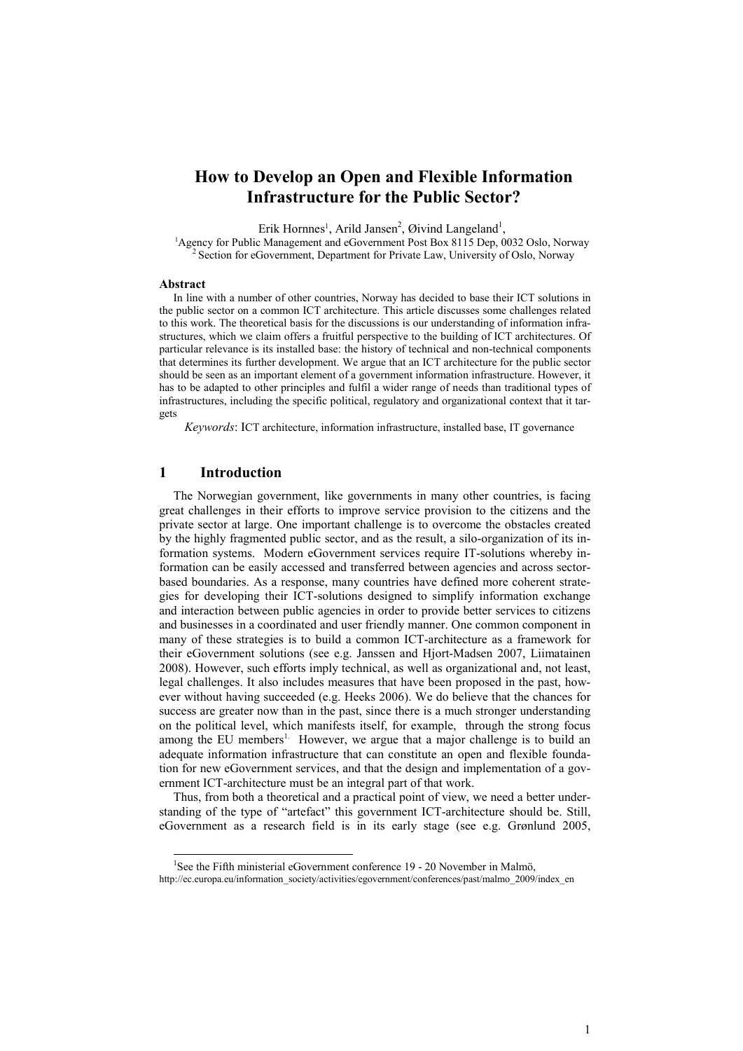# How to Develop an Open and Flexible Information Infrastructure for the Public Sector?

Erik Hornnes[1], Arild Jansen[2], Øivind Langeland[1],

[1]Agency for Public Management and eGovernment Post Box 8115 Dep, 0032 Oslo, Norway

[2] Section for eGovernment, Department for Private Law, University of Oslo, Norway

**Abstract**

In line with a number of other countries, Norway has decided to base their ICT solutions in the public sector on a common ICT architecture. This article discusses some challenges related to this work. The theoretical basis for the discussions is our understanding of information infrastructures, which we claim offers a fruitful perspective to the building of ICT architectures. Of particular relevance is its installed base: the history of technical and non-technical components that determines its further development. We argue that an ICT architecture for the public sector should be seen as an important element of a government information infrastructure. However, it has to be adapted to other principles and fulfil a wider range of needs than traditional types of infrastructures, including the specific political, regulatory and organizational context that it targets

*Keywords*: ICT architecture, information infrastructure, installed base, IT governance

## 1 Introduction

The Norwegian government, like governments in many other countries, is facing great challenges in their efforts to improve service provision to the citizens and the private sector at large. One important challenge is to overcome the obstacles created by the highly fragmented public sector, and as the result, a silo-organization of its information systems. Modern eGovernment services require IT-solutions whereby information can be easily accessed and transferred between agencies and across sector-based boundaries. As a response, many countries have defined more coherent strategies for developing their ICT-solutions designed to simplify information exchange and interaction between public agencies in order to provide better services to citizens and businesses in a coordinated and user friendly manner. One common component in many of these strategies is to build a common ICT-architecture as a framework for their eGovernment solutions (see e.g. Janssen and Hjort-Madsen 2007, Liimatainen 2008). However, such efforts imply technical, as well as organizational and, not least, legal challenges. It also includes measures that have been proposed in the past, however without having succeeded (e.g. Heeks 2006). We do believe that the chances for success are greater now than in the past, since there is a much stronger understanding on the political level, which manifests itself, for example, through the strong focus among the EU members[1]. However, we argue that a major challenge is to build an adequate information infrastructure that can constitute an open and flexible foundation for new eGovernment services, and that the design and implementation of a government ICT-architecture must be an integral part of that work.

Thus, from both a theoretical and a practical point of view, we need a better understanding of the type of "artefact" this government ICT-architecture should be. Still, eGovernment as a research field is in its early stage (see e.g. Grønlund 2005,

[1]See the Fifth ministerial eGovernment conference 19 - 20 November in Malmö, http://ec.europa.eu/information_society/activities/egovernment/conferences/past/malmo_2009/index_en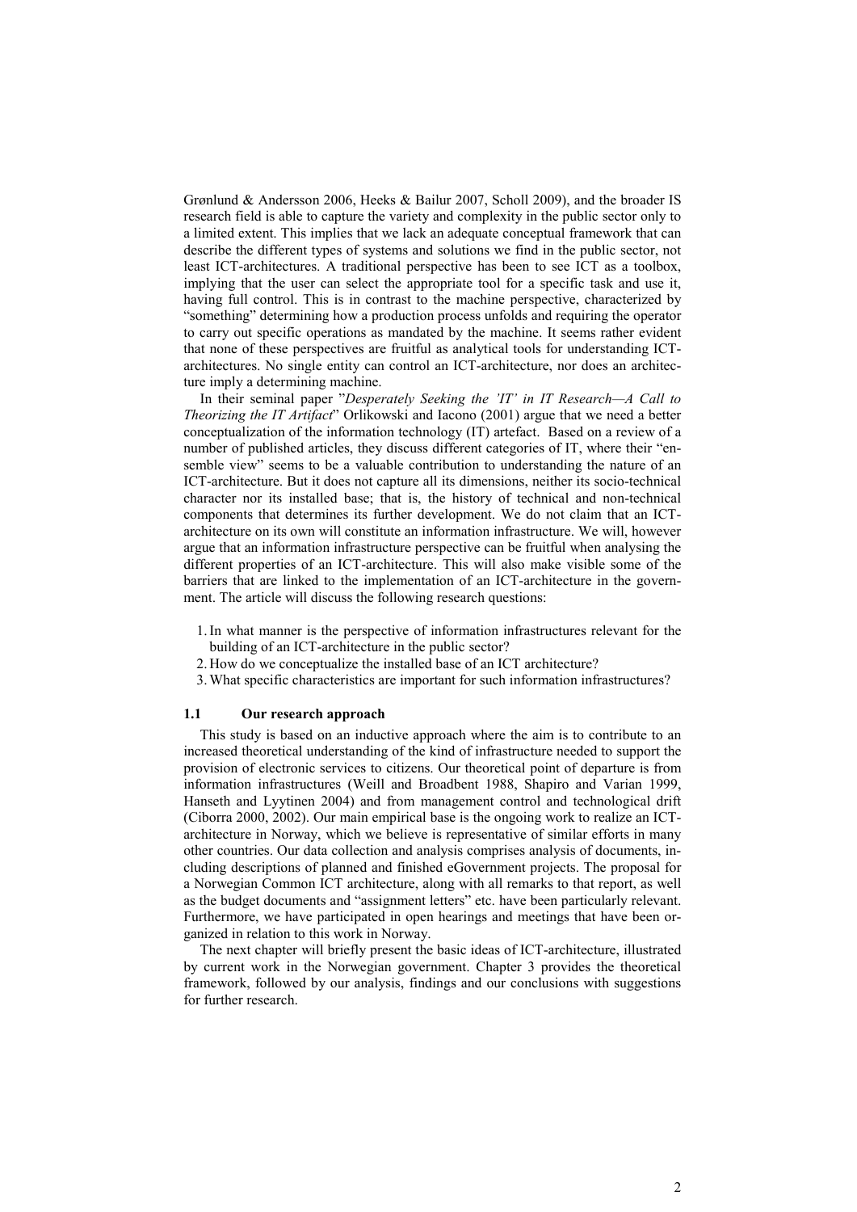Grønlund & Andersson 2006, Heeks & Bailur 2007, Scholl 2009), and the broader IS research field is able to capture the variety and complexity in the public sector only to a limited extent. This implies that we lack an adequate conceptual framework that can describe the different types of systems and solutions we find in the public sector, not least ICT-architectures. A traditional perspective has been to see ICT as a toolbox, implying that the user can select the appropriate tool for a specific task and use it, having full control. This is in contrast to the machine perspective, characterized by "something" determining how a production process unfolds and requiring the operator to carry out specific operations as mandated by the machine. It seems rather evident that none of these perspectives are fruitful as analytical tools for understanding ICT-architectures. No single entity can control an ICT-architecture, nor does an architecture imply a determining machine.

In their seminal paper "*Desperately Seeking the 'IT' in IT Research—A Call to Theorizing the IT Artifact*" Orlikowski and Iacono (2001) argue that we need a better conceptualization of the information technology (IT) artefact. Based on a review of a number of published articles, they discuss different categories of IT, where their "ensemble view" seems to be a valuable contribution to understanding the nature of an ICT-architecture. But it does not capture all its dimensions, neither its socio-technical character nor its installed base; that is, the history of technical and non-technical components that determines its further development. We do not claim that an ICT-architecture on its own will constitute an information infrastructure. We will, however argue that an information infrastructure perspective can be fruitful when analysing the different properties of an ICT-architecture. This will also make visible some of the barriers that are linked to the implementation of an ICT-architecture in the government. The article will discuss the following research questions:

1. In what manner is the perspective of information infrastructures relevant for the building of an ICT-architecture in the public sector?
2. How do we conceptualize the installed base of an ICT architecture?
3. What specific characteristics are important for such information infrastructures?

### 1.1 Our research approach

This study is based on an inductive approach where the aim is to contribute to an increased theoretical understanding of the kind of infrastructure needed to support the provision of electronic services to citizens. Our theoretical point of departure is from information infrastructures (Weill and Broadbent 1988, Shapiro and Varian 1999, Hanseth and Lyytinen 2004) and from management control and technological drift (Ciborra 2000, 2002). Our main empirical base is the ongoing work to realize an ICT-architecture in Norway, which we believe is representative of similar efforts in many other countries. Our data collection and analysis comprises analysis of documents, including descriptions of planned and finished eGovernment projects. The proposal for a Norwegian Common ICT architecture, along with all remarks to that report, as well as the budget documents and "assignment letters" etc. have been particularly relevant. Furthermore, we have participated in open hearings and meetings that have been organized in relation to this work in Norway.

The next chapter will briefly present the basic ideas of ICT-architecture, illustrated by current work in the Norwegian government. Chapter 3 provides the theoretical framework, followed by our analysis, findings and our conclusions with suggestions for further research.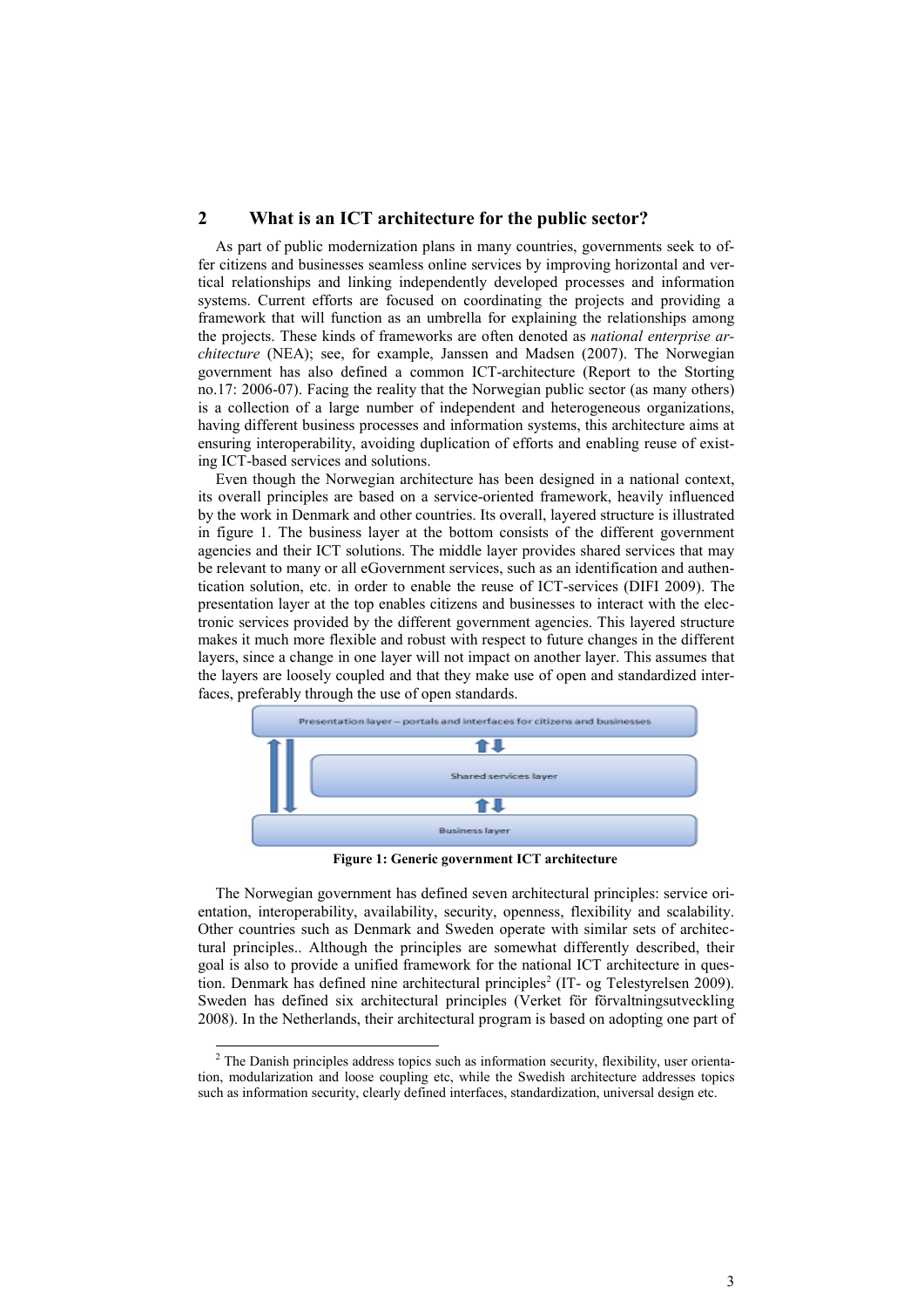## 2 What is an ICT architecture for the public sector?

As part of public modernization plans in many countries, governments seek to offer citizens and businesses seamless online services by improving horizontal and vertical relationships and linking independently developed processes and information systems. Current efforts are focused on coordinating the projects and providing a framework that will function as an umbrella for explaining the relationships among the projects. These kinds of frameworks are often denoted as *national enterprise architecture* (NEA); see, for example, Janssen and Madsen (2007). The Norwegian government has also defined a common ICT-architecture (Report to the Storting no.17: 2006-07). Facing the reality that the Norwegian public sector (as many others) is a collection of a large number of independent and heterogeneous organizations, having different business processes and information systems, this architecture aims at ensuring interoperability, avoiding duplication of efforts and enabling reuse of existing ICT-based services and solutions.

Even though the Norwegian architecture has been designed in a national context, its overall principles are based on a service-oriented framework, heavily influenced by the work in Denmark and other countries. Its overall, layered structure is illustrated in figure 1. The business layer at the bottom consists of the different government agencies and their ICT solutions. The middle layer provides shared services that may be relevant to many or all eGovernment services, such as an identification and authentication solution, etc. in order to enable the reuse of ICT-services (DIFI 2009). The presentation layer at the top enables citizens and businesses to interact with the electronic services provided by the different government agencies. This layered structure makes it much more flexible and robust with respect to future changes in the different layers, since a change in one layer will not impact on another layer. This assumes that the layers are loosely coupled and that they make use of open and standardized interfaces, preferably through the use of open standards.

Presentation layer – portals and interfaces for citizens and businesses

Shared services layer

Business layer

**Figure 1: Generic government ICT architecture**

The Norwegian government has defined seven architectural principles: service orientation, interoperability, availability, security, openness, flexibility and scalability. Other countries such as Denmark and Sweden operate with similar sets of architectural principles.. Although the principles are somewhat differently described, their goal is also to provide a unified framework for the national ICT architecture in question. Denmark has defined nine architectural principles[2] (IT- og Telestyrelsen 2009). Sweden has defined six architectural principles (Verket för förvaltningsutveckling 2008). In the Netherlands, their architectural program is based on adopting one part of

[2] The Danish principles address topics such as information security, flexibility, user orientation, modularization and loose coupling etc, while the Swedish architecture addresses topics such as information security, clearly defined interfaces, standardization, universal design etc.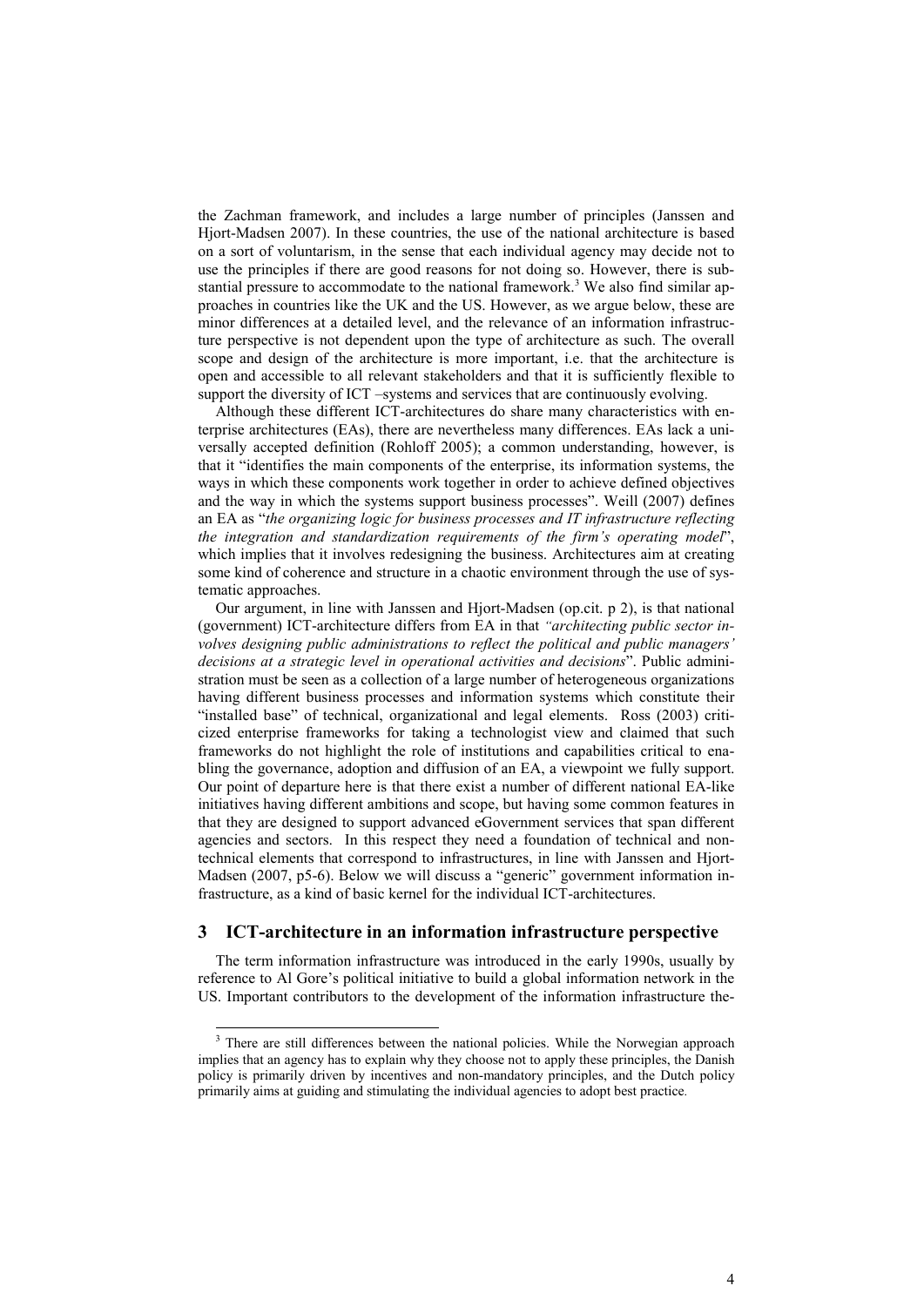the Zachman framework, and includes a large number of principles (Janssen and Hjort-Madsen 2007). In these countries, the use of the national architecture is based on a sort of voluntarism, in the sense that each individual agency may decide not to use the principles if there are good reasons for not doing so. However, there is substantial pressure to accommodate to the national framework.[3] We also find similar approaches in countries like the UK and the US. However, as we argue below, these are minor differences at a detailed level, and the relevance of an information infrastructure perspective is not dependent upon the type of architecture as such. The overall scope and design of the architecture is more important, i.e. that the architecture is open and accessible to all relevant stakeholders and that it is sufficiently flexible to support the diversity of ICT –systems and services that are continuously evolving.

Although these different ICT-architectures do share many characteristics with enterprise architectures (EAs), there are nevertheless many differences. EAs lack a universally accepted definition (Rohloff 2005); a common understanding, however, is that it "identifies the main components of the enterprise, its information systems, the ways in which these components work together in order to achieve defined objectives and the way in which the systems support business processes". Weill (2007) defines an EA as "*the organizing logic for business processes and IT infrastructure reflecting the integration and standardization requirements of the firm's operating model*", which implies that it involves redesigning the business. Architectures aim at creating some kind of coherence and structure in a chaotic environment through the use of systematic approaches.

Our argument, in line with Janssen and Hjort-Madsen (op.cit. p 2), is that national (government) ICT-architecture differs from EA in that *"architecting public sector involves designing public administrations to reflect the political and public managers' decisions at a strategic level in operational activities and decisions*". Public administration must be seen as a collection of a large number of heterogeneous organizations having different business processes and information systems which constitute their "installed base" of technical, organizational and legal elements. Ross (2003) criticized enterprise frameworks for taking a technologist view and claimed that such frameworks do not highlight the role of institutions and capabilities critical to enabling the governance, adoption and diffusion of an EA, a viewpoint we fully support. Our point of departure here is that there exist a number of different national EA-like initiatives having different ambitions and scope, but having some common features in that they are designed to support advanced eGovernment services that span different agencies and sectors. In this respect they need a foundation of technical and non-technical elements that correspond to infrastructures, in line with Janssen and Hjort-Madsen (2007, p5-6). Below we will discuss a "generic" government information infrastructure, as a kind of basic kernel for the individual ICT-architectures.

## 3 ICT-architecture in an information infrastructure perspective

The term information infrastructure was introduced in the early 1990s, usually by reference to Al Gore's political initiative to build a global information network in the US. Important contributors to the development of the information infrastructure the-

[3] There are still differences between the national policies. While the Norwegian approach implies that an agency has to explain why they choose not to apply these principles, the Danish policy is primarily driven by incentives and non-mandatory principles, and the Dutch policy primarily aims at guiding and stimulating the individual agencies to adopt best practice.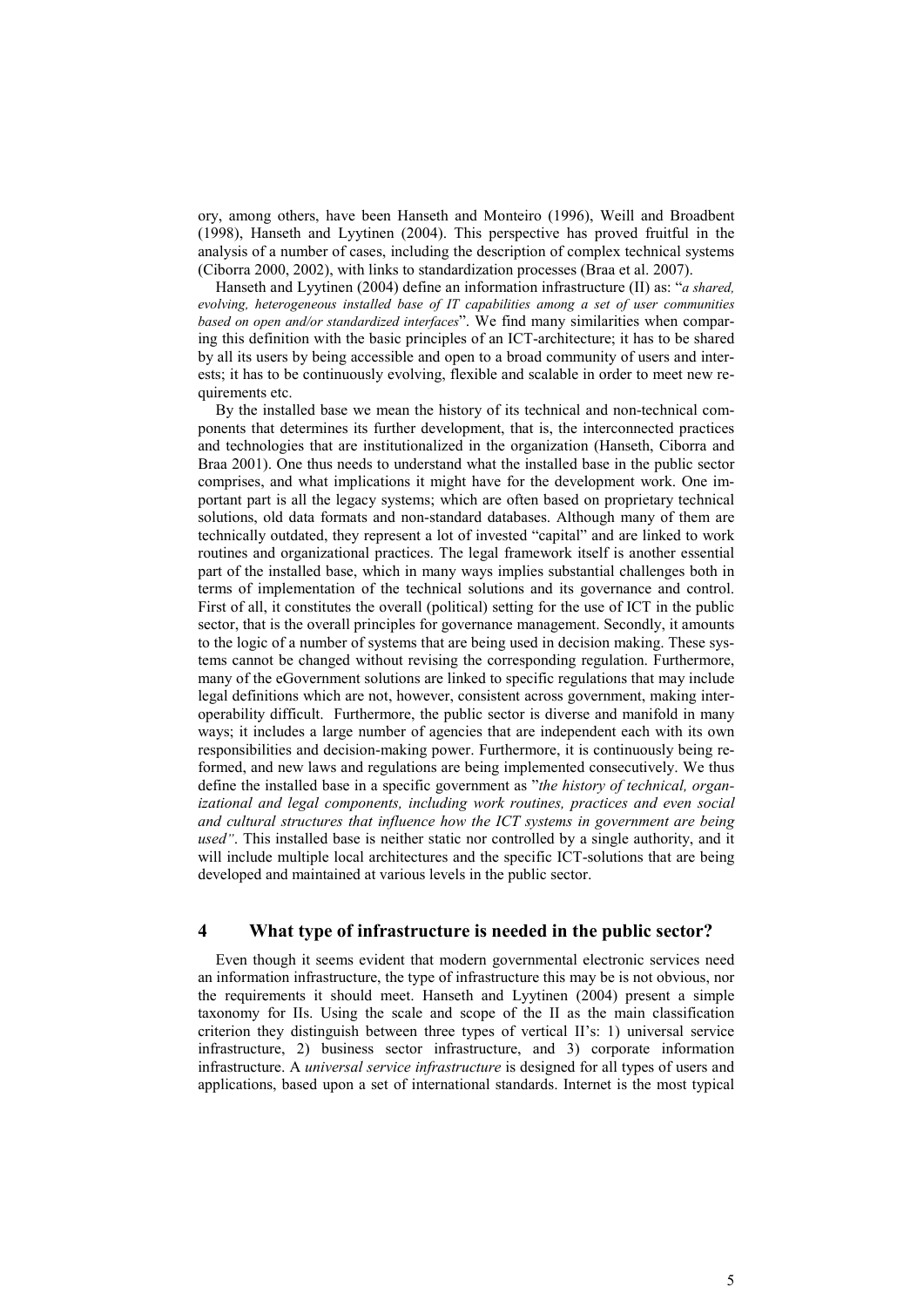ory, among others, have been Hanseth and Monteiro (1996), Weill and Broadbent (1998), Hanseth and Lyytinen (2004). This perspective has proved fruitful in the analysis of a number of cases, including the description of complex technical systems (Ciborra 2000, 2002), with links to standardization processes (Braa et al. 2007).

Hanseth and Lyytinen (2004) define an information infrastructure (II) as: "*a shared, evolving, heterogeneous installed base of IT capabilities among a set of user communities based on open and/or standardized interfaces*". We find many similarities when comparing this definition with the basic principles of an ICT-architecture; it has to be shared by all its users by being accessible and open to a broad community of users and interests; it has to be continuously evolving, flexible and scalable in order to meet new requirements etc.

By the installed base we mean the history of its technical and non-technical components that determines its further development, that is, the interconnected practices and technologies that are institutionalized in the organization (Hanseth, Ciborra and Braa 2001). One thus needs to understand what the installed base in the public sector comprises, and what implications it might have for the development work. One important part is all the legacy systems; which are often based on proprietary technical solutions, old data formats and non-standard databases. Although many of them are technically outdated, they represent a lot of invested "capital" and are linked to work routines and organizational practices. The legal framework itself is another essential part of the installed base, which in many ways implies substantial challenges both in terms of implementation of the technical solutions and its governance and control. First of all, it constitutes the overall (political) setting for the use of ICT in the public sector, that is the overall principles for governance management. Secondly, it amounts to the logic of a number of systems that are being used in decision making. These systems cannot be changed without revising the corresponding regulation. Furthermore, many of the eGovernment solutions are linked to specific regulations that may include legal definitions which are not, however, consistent across government, making interoperability difficult. Furthermore, the public sector is diverse and manifold in many ways; it includes a large number of agencies that are independent each with its own responsibilities and decision-making power. Furthermore, it is continuously being reformed, and new laws and regulations are being implemented consecutively. We thus define the installed base in a specific government as "*the history of technical, organizational and legal components, including work routines, practices and even social and cultural structures that influence how the ICT systems in government are being used"*. This installed base is neither static nor controlled by a single authority, and it will include multiple local architectures and the specific ICT-solutions that are being developed and maintained at various levels in the public sector.

## 4 What type of infrastructure is needed in the public sector?

Even though it seems evident that modern governmental electronic services need an information infrastructure, the type of infrastructure this may be is not obvious, nor the requirements it should meet. Hanseth and Lyytinen (2004) present a simple taxonomy for IIs. Using the scale and scope of the II as the main classification criterion they distinguish between three types of vertical II's: 1) universal service infrastructure, 2) business sector infrastructure, and 3) corporate information infrastructure. A *universal service infrastructure* is designed for all types of users and applications, based upon a set of international standards. Internet is the most typical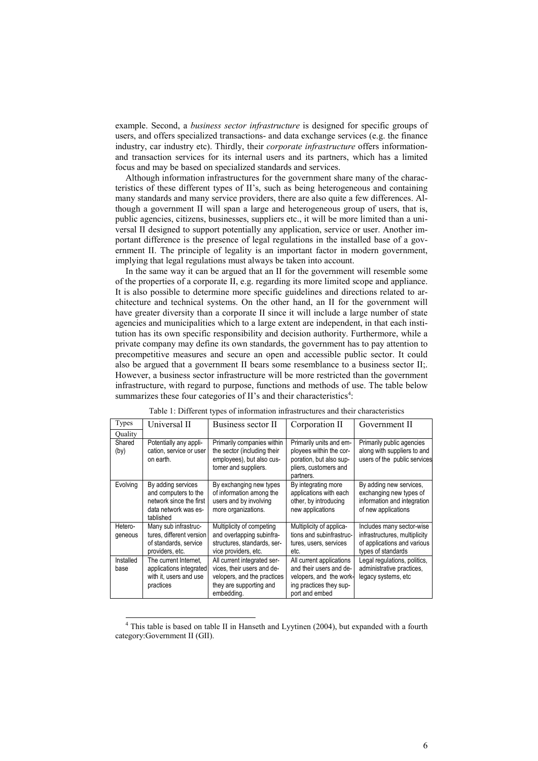example. Second, a *business sector infrastructure* is designed for specific groups of users, and offers specialized transactions- and data exchange services (e.g. the finance industry, car industry etc). Thirdly, their *corporate infrastructure* offers information- and transaction services for its internal users and its partners, which has a limited focus and may be based on specialized standards and services.

Although information infrastructures for the government share many of the characteristics of these different types of II's, such as being heterogeneous and containing many standards and many service providers, there are also quite a few differences. Although a government II will span a large and heterogeneous group of users, that is, public agencies, citizens, businesses, suppliers etc., it will be more limited than a universal II designed to support potentially any application, service or user. Another important difference is the presence of legal regulations in the installed base of a government II. The principle of legality is an important factor in modern government, implying that legal regulations must always be taken into account.

In the same way it can be argued that an II for the government will resemble some of the properties of a corporate II, e.g. regarding its more limited scope and appliance. It is also possible to determine more specific guidelines and directions related to architecture and technical systems. On the other hand, an II for the government will have greater diversity than a corporate II since it will include a large number of state agencies and municipalities which to a large extent are independent, in that each institution has its own specific responsibility and decision authority. Furthermore, while a private company may define its own standards, the government has to pay attention to precompetitive measures and secure an open and accessible public sector. It could also be argued that a government II bears some resemblance to a business sector II;. However, a business sector infrastructure will be more restricted than the government infrastructure, with regard to purpose, functions and methods of use. The table below summarizes these four categories of II's and their characteristics[4]:

Table 1: Different types of information infrastructures and their characteristics

| Types / Quality | Universal II | Business sector II | Corporation II | Government II |
|---|---|---|---|---|
| Shared (by) | Potentially any application, service or user on earth. | Primarily companies within the sector (including their employees), but also customer and suppliers. | Primarily units and employees within the corporation, but also suppliers, customers and partners. | Primarily public agencies along with suppliers to and users of the public services |
| Evolving | By adding services and computers to the network since the first data network was established | By exchanging new types of information among the users and by involving more organizations. | By integrating more applications with each other, by introducing new applications | By adding new services, exchanging new types of information and integration of new applications |
| Heterogeneous | Many sub infrastructures, different version of standards, service providers, etc. | Multiplicity of competing and overlapping subinfrastructures, standards, service providers, etc. | Multiplicity of applications and subinfrastructures, users, services etc. | Includes many sector-wise infrastructures, multiplicity of applications and various types of standards |
| Installed base | The current Internet, applications integrated with it, users and use practices | All current integrated services, their users and developers, and the practices they are supporting and embedding. | All current applications and their users and developers, and the working practices they support and embed | Legal regulations, politics, administrative practices, legacy systems, etc |

[4] This table is based on table II in Hanseth and Lyytinen (2004), but expanded with a fourth category:Government II (GII).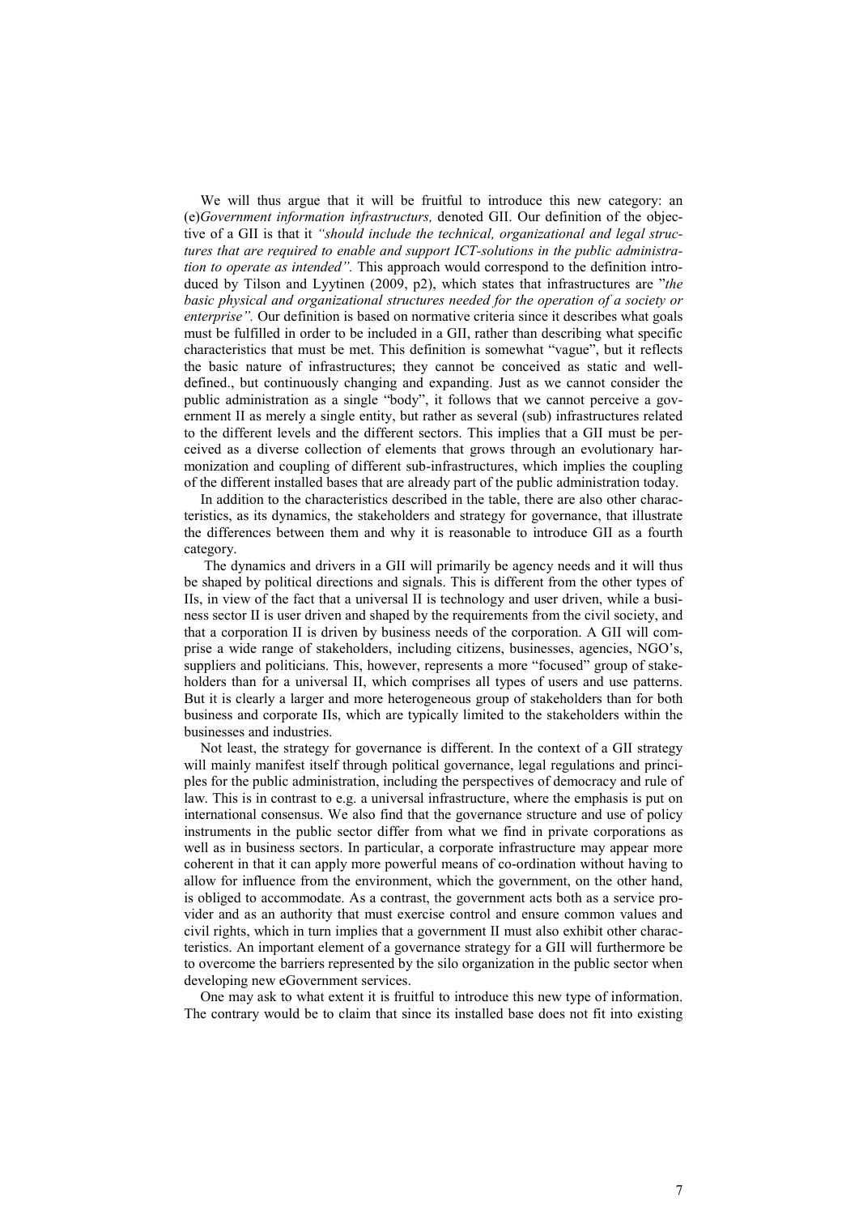We will thus argue that it will be fruitful to introduce this new category: an (e)*Government information infrastructurs,* denoted GII. Our definition of the objective of a GII is that it *"should include the technical, organizational and legal structures that are required to enable and support ICT-solutions in the public administration to operate as intended".* This approach would correspond to the definition introduced by Tilson and Lyytinen (2009, p2), which states that infrastructures are "*the basic physical and organizational structures needed for the operation of a society or enterprise".* Our definition is based on normative criteria since it describes what goals must be fulfilled in order to be included in a GII, rather than describing what specific characteristics that must be met. This definition is somewhat "vague", but it reflects the basic nature of infrastructures; they cannot be conceived as static and well-defined., but continuously changing and expanding. Just as we cannot consider the public administration as a single "body", it follows that we cannot perceive a government II as merely a single entity, but rather as several (sub) infrastructures related to the different levels and the different sectors. This implies that a GII must be perceived as a diverse collection of elements that grows through an evolutionary harmonization and coupling of different sub-infrastructures, which implies the coupling of the different installed bases that are already part of the public administration today.

In addition to the characteristics described in the table, there are also other characteristics, as its dynamics, the stakeholders and strategy for governance, that illustrate the differences between them and why it is reasonable to introduce GII as a fourth category.

The dynamics and drivers in a GII will primarily be agency needs and it will thus be shaped by political directions and signals. This is different from the other types of IIs, in view of the fact that a universal II is technology and user driven, while a business sector II is user driven and shaped by the requirements from the civil society, and that a corporation II is driven by business needs of the corporation. A GII will comprise a wide range of stakeholders, including citizens, businesses, agencies, NGO's, suppliers and politicians. This, however, represents a more "focused" group of stakeholders than for a universal II, which comprises all types of users and use patterns. But it is clearly a larger and more heterogeneous group of stakeholders than for both business and corporate IIs, which are typically limited to the stakeholders within the businesses and industries.

Not least, the strategy for governance is different. In the context of a GII strategy will mainly manifest itself through political governance, legal regulations and principles for the public administration, including the perspectives of democracy and rule of law. This is in contrast to e.g. a universal infrastructure, where the emphasis is put on international consensus. We also find that the governance structure and use of policy instruments in the public sector differ from what we find in private corporations as well as in business sectors. In particular, a corporate infrastructure may appear more coherent in that it can apply more powerful means of co-ordination without having to allow for influence from the environment, which the government, on the other hand, is obliged to accommodate. As a contrast, the government acts both as a service provider and as an authority that must exercise control and ensure common values and civil rights, which in turn implies that a government II must also exhibit other characteristics. An important element of a governance strategy for a GII will furthermore be to overcome the barriers represented by the silo organization in the public sector when developing new eGovernment services.

One may ask to what extent it is fruitful to introduce this new type of information. The contrary would be to claim that since its installed base does not fit into existing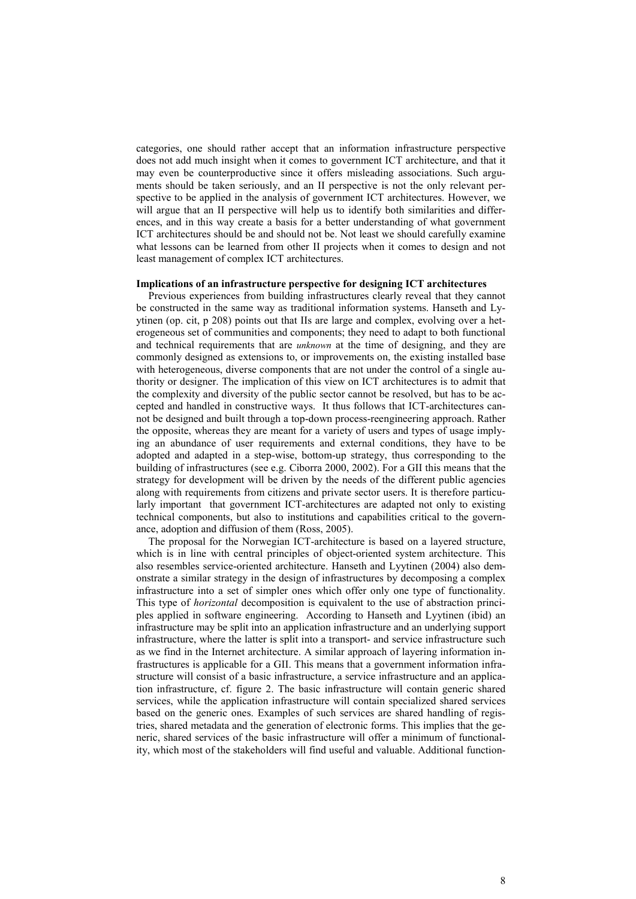categories, one should rather accept that an information infrastructure perspective does not add much insight when it comes to government ICT architecture, and that it may even be counterproductive since it offers misleading associations. Such arguments should be taken seriously, and an II perspective is not the only relevant perspective to be applied in the analysis of government ICT architectures. However, we will argue that an II perspective will help us to identify both similarities and differences, and in this way create a basis for a better understanding of what government ICT architectures should be and should not be. Not least we should carefully examine what lessons can be learned from other II projects when it comes to design and not least management of complex ICT architectures.

**Implications of an infrastructure perspective for designing ICT architectures**

Previous experiences from building infrastructures clearly reveal that they cannot be constructed in the same way as traditional information systems. Hanseth and Lyytinen (op. cit, p 208) points out that IIs are large and complex, evolving over a heterogeneous set of communities and components; they need to adapt to both functional and technical requirements that are *unknown* at the time of designing, and they are commonly designed as extensions to, or improvements on, the existing installed base with heterogeneous, diverse components that are not under the control of a single authority or designer. The implication of this view on ICT architectures is to admit that the complexity and diversity of the public sector cannot be resolved, but has to be accepted and handled in constructive ways. It thus follows that ICT-architectures cannot be designed and built through a top-down process-reengineering approach. Rather the opposite, whereas they are meant for a variety of users and types of usage implying an abundance of user requirements and external conditions, they have to be adopted and adapted in a step-wise, bottom-up strategy, thus corresponding to the building of infrastructures (see e.g. Ciborra 2000, 2002). For a GII this means that the strategy for development will be driven by the needs of the different public agencies along with requirements from citizens and private sector users. It is therefore particularly important that government ICT-architectures are adapted not only to existing technical components, but also to institutions and capabilities critical to the governance, adoption and diffusion of them (Ross, 2005).

The proposal for the Norwegian ICT-architecture is based on a layered structure, which is in line with central principles of object-oriented system architecture. This also resembles service-oriented architecture. Hanseth and Lyytinen (2004) also demonstrate a similar strategy in the design of infrastructures by decomposing a complex infrastructure into a set of simpler ones which offer only one type of functionality. This type of *horizontal* decomposition is equivalent to the use of abstraction principles applied in software engineering. According to Hanseth and Lyytinen (ibid) an infrastructure may be split into an application infrastructure and an underlying support infrastructure, where the latter is split into a transport- and service infrastructure such as we find in the Internet architecture. A similar approach of layering information infrastructures is applicable for a GII. This means that a government information infrastructure will consist of a basic infrastructure, a service infrastructure and an application infrastructure, cf. figure 2. The basic infrastructure will contain generic shared services, while the application infrastructure will contain specialized shared services based on the generic ones. Examples of such services are shared handling of registries, shared metadata and the generation of electronic forms. This implies that the generic, shared services of the basic infrastructure will offer a minimum of functionality, which most of the stakeholders will find useful and valuable. Additional function-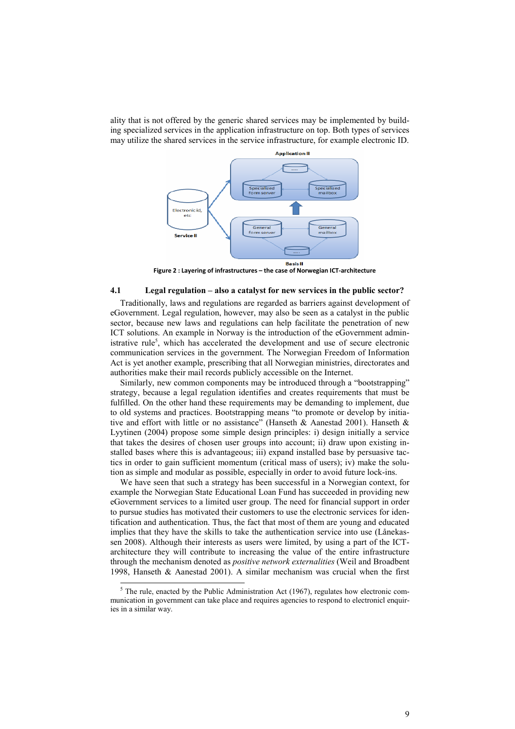ality that is not offered by the generic shared services may be implemented by building specialized services in the application infrastructure on top. Both types of services may utilize the shared services in the service infrastructure, for example electronic ID.

**Figure 2 : Layering of infrastructures – the case of Norwegian ICT-architecture**

### 4.1 Legal regulation – also a catalyst for new services in the public sector?

Traditionally, laws and regulations are regarded as barriers against development of eGovernment. Legal regulation, however, may also be seen as a catalyst in the public sector, because new laws and regulations can help facilitate the penetration of new ICT solutions. An example in Norway is the introduction of the eGovernment administrative rule[5], which has accelerated the development and use of secure electronic communication services in the government. The Norwegian Freedom of Information Act is yet another example, prescribing that all Norwegian ministries, directorates and authorities make their mail records publicly accessible on the Internet.

Similarly, new common components may be introduced through a "bootstrapping" strategy, because a legal regulation identifies and creates requirements that must be fulfilled. On the other hand these requirements may be demanding to implement, due to old systems and practices. Bootstrapping means "to promote or develop by initiative and effort with little or no assistance" (Hanseth & Aanestad 2001). Hanseth & Lyytinen (2004) propose some simple design principles: i) design initially a service that takes the desires of chosen user groups into account; ii) draw upon existing installed bases where this is advantageous; iii) expand installed base by persuasive tactics in order to gain sufficient momentum (critical mass of users); iv) make the solution as simple and modular as possible, especially in order to avoid future lock-ins.

We have seen that such a strategy has been successful in a Norwegian context, for example the Norwegian State Educational Loan Fund has succeeded in providing new eGovernment services to a limited user group. The need for financial support in order to pursue studies has motivated their customers to use the electronic services for identification and authentication. Thus, the fact that most of them are young and educated implies that they have the skills to take the authentication service into use (Lånekassen 2008). Although their interests as users were limited, by using a part of the ICT-architecture they will contribute to increasing the value of the entire infrastructure through the mechanism denoted as *positive network externalities* (Weil and Broadbent 1998, Hanseth & Aanestad 2001). A similar mechanism was crucial when the first

[5] The rule, enacted by the Public Administration Act (1967), regulates how electronic communication in government can take place and requires agencies to respond to electronicl enquiries in a similar way.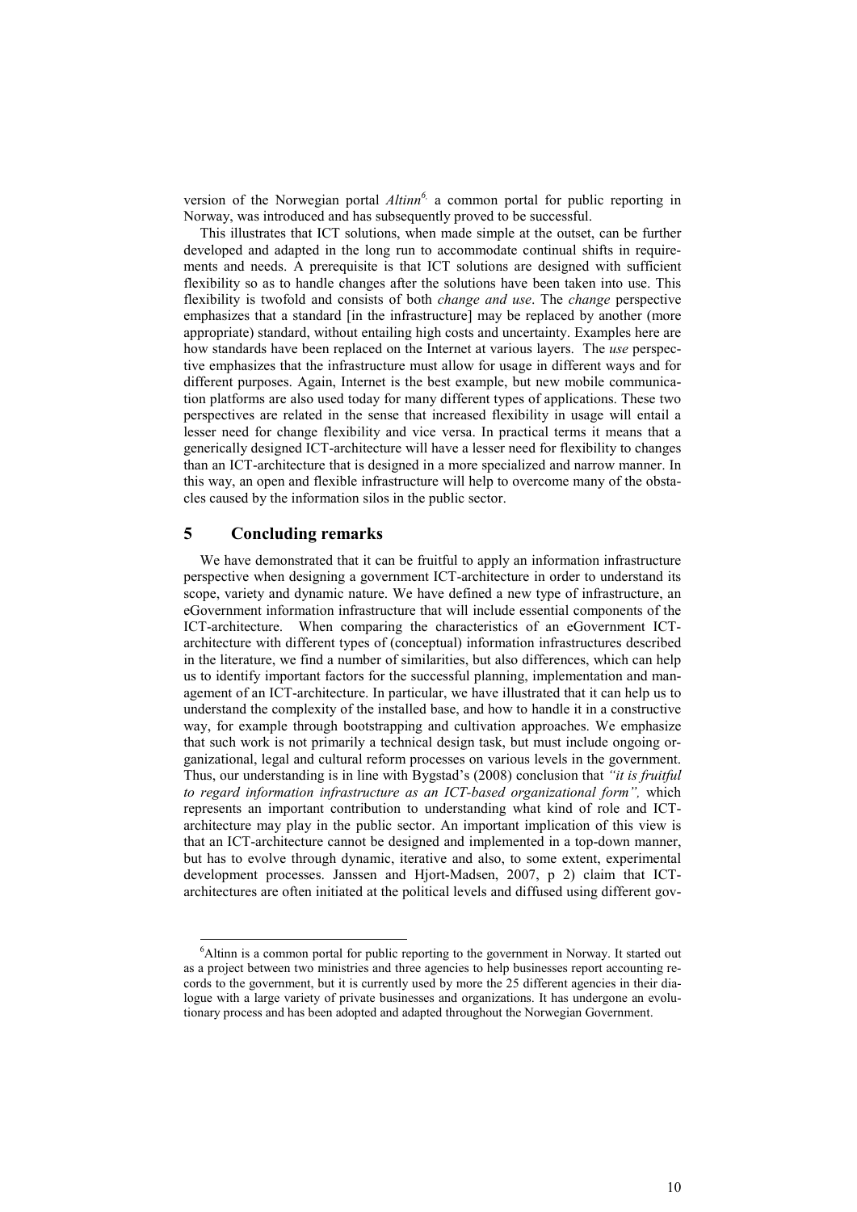version of the Norwegian portal *Altinn*[6], a common portal for public reporting in Norway, was introduced and has subsequently proved to be successful.

This illustrates that ICT solutions, when made simple at the outset, can be further developed and adapted in the long run to accommodate continual shifts in requirements and needs. A prerequisite is that ICT solutions are designed with sufficient flexibility so as to handle changes after the solutions have been taken into use. This flexibility is twofold and consists of both *change and use*. The *change* perspective emphasizes that a standard [in the infrastructure] may be replaced by another (more appropriate) standard, without entailing high costs and uncertainty. Examples here are how standards have been replaced on the Internet at various layers. The *use* perspective emphasizes that the infrastructure must allow for usage in different ways and for different purposes. Again, Internet is the best example, but new mobile communication platforms are also used today for many different types of applications. These two perspectives are related in the sense that increased flexibility in usage will entail a lesser need for change flexibility and vice versa. In practical terms it means that a generically designed ICT-architecture will have a lesser need for flexibility to changes than an ICT-architecture that is designed in a more specialized and narrow manner. In this way, an open and flexible infrastructure will help to overcome many of the obstacles caused by the information silos in the public sector.

## 5 Concluding remarks

We have demonstrated that it can be fruitful to apply an information infrastructure perspective when designing a government ICT-architecture in order to understand its scope, variety and dynamic nature. We have defined a new type of infrastructure, an eGovernment information infrastructure that will include essential components of the ICT-architecture. When comparing the characteristics of an eGovernment ICT-architecture with different types of (conceptual) information infrastructures described in the literature, we find a number of similarities, but also differences, which can help us to identify important factors for the successful planning, implementation and management of an ICT-architecture. In particular, we have illustrated that it can help us to understand the complexity of the installed base, and how to handle it in a constructive way, for example through bootstrapping and cultivation approaches. We emphasize that such work is not primarily a technical design task, but must include ongoing organizational, legal and cultural reform processes on various levels in the government. Thus, our understanding is in line with Bygstad's (2008) conclusion that *"it is fruitful to regard information infrastructure as an ICT-based organizational form",* which represents an important contribution to understanding what kind of role and ICT-architecture may play in the public sector. An important implication of this view is that an ICT-architecture cannot be designed and implemented in a top-down manner, but has to evolve through dynamic, iterative and also, to some extent, experimental development processes. Janssen and Hjort-Madsen, 2007, p 2) claim that ICT-architectures are often initiated at the political levels and diffused using different gov-

[6]Altinn is a common portal for public reporting to the government in Norway. It started out as a project between two ministries and three agencies to help businesses report accounting records to the government, but it is currently used by more the 25 different agencies in their dialogue with a large variety of private businesses and organizations. It has undergone an evolutionary process and has been adopted and adapted throughout the Norwegian Government.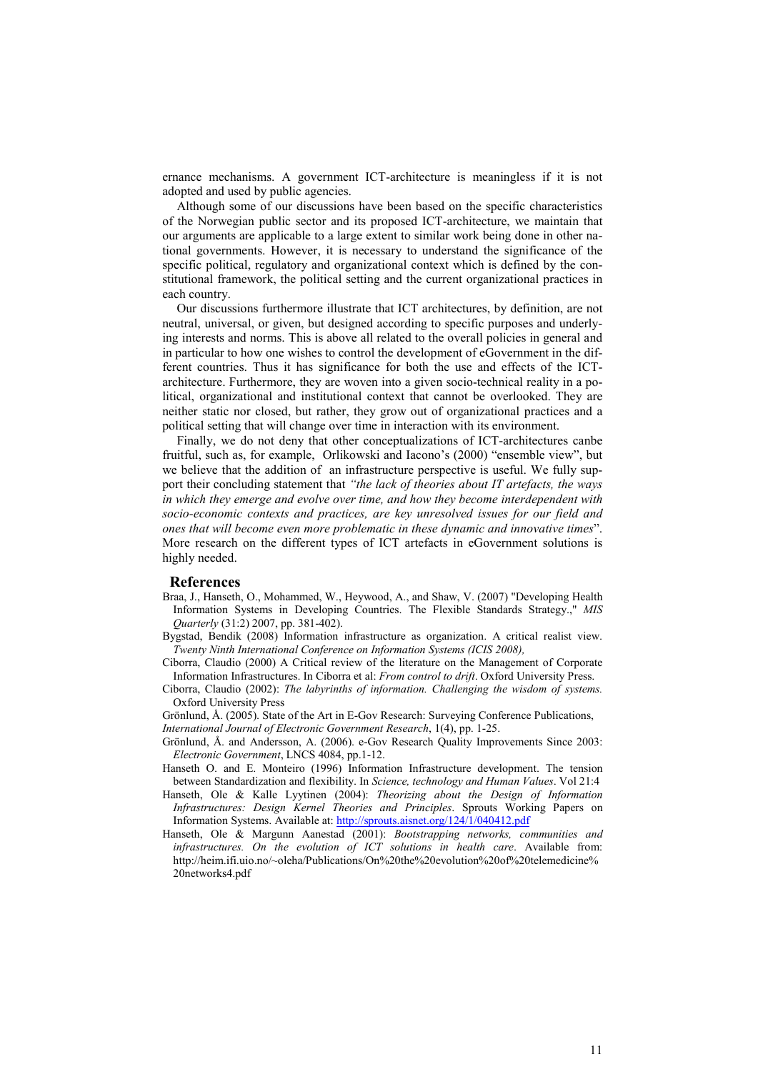ernance mechanisms. A government ICT-architecture is meaningless if it is not adopted and used by public agencies.

Although some of our discussions have been based on the specific characteristics of the Norwegian public sector and its proposed ICT-architecture, we maintain that our arguments are applicable to a large extent to similar work being done in other national governments. However, it is necessary to understand the significance of the specific political, regulatory and organizational context which is defined by the constitutional framework, the political setting and the current organizational practices in each country.

Our discussions furthermore illustrate that ICT architectures, by definition, are not neutral, universal, or given, but designed according to specific purposes and underlying interests and norms. This is above all related to the overall policies in general and in particular to how one wishes to control the development of eGovernment in the different countries. Thus it has significance for both the use and effects of the ICT-architecture. Furthermore, they are woven into a given socio-technical reality in a political, organizational and institutional context that cannot be overlooked. They are neither static nor closed, but rather, they grow out of organizational practices and a political setting that will change over time in interaction with its environment.

Finally, we do not deny that other conceptualizations of ICT-architectures canbe fruitful, such as, for example, Orlikowski and Iacono's (2000) "ensemble view", but we believe that the addition of an infrastructure perspective is useful. We fully support their concluding statement that *"the lack of theories about IT artefacts, the ways in which they emerge and evolve over time, and how they become interdependent with socio-economic contexts and practices, are key unresolved issues for our field and ones that will become even more problematic in these dynamic and innovative times*". More research on the different types of ICT artefacts in eGovernment solutions is highly needed.

## References

Braa, J., Hanseth, O., Mohammed, W., Heywood, A., and Shaw, V. (2007) "Developing Health Information Systems in Developing Countries. The Flexible Standards Strategy.," *MIS Quarterly* (31:2) 2007, pp. 381-402).

Bygstad, Bendik (2008) Information infrastructure as organization. A critical realist view. *Twenty Ninth International Conference on Information Systems (ICIS 2008),*

Ciborra, Claudio (2000) A Critical review of the literature on the Management of Corporate Information Infrastructures. In Ciborra et al: *From control to drift*. Oxford University Press.

Ciborra, Claudio (2002): *The labyrinths of information. Challenging the wisdom of systems.* Oxford University Press

Grönlund, Å. (2005). State of the Art in E-Gov Research: Surveying Conference Publications, *International Journal of Electronic Government Research*, 1(4), pp. 1-25.

Grönlund, Å. and Andersson, A. (2006). e-Gov Research Quality Improvements Since 2003: *Electronic Government*, LNCS 4084, pp.1-12.

Hanseth O. and E. Monteiro (1996) Information Infrastructure development. The tension between Standardization and flexibility. In *Science, technology and Human Values*. Vol 21:4

Hanseth, Ole & Kalle Lyytinen (2004): *Theorizing about the Design of Information Infrastructures: Design Kernel Theories and Principles*. Sprouts Working Papers on Information Systems. Available at: http://sprouts.aisnet.org/124/1/040412.pdf

Hanseth, Ole & Margunn Aanestad (2001): *Bootstrapping networks, communities and infrastructures. On the evolution of ICT solutions in health care*. Available from: http://heim.ifi.uio.no/~oleha/Publications/On%20the%20evolution%20of%20telemedicine%20networks4.pdf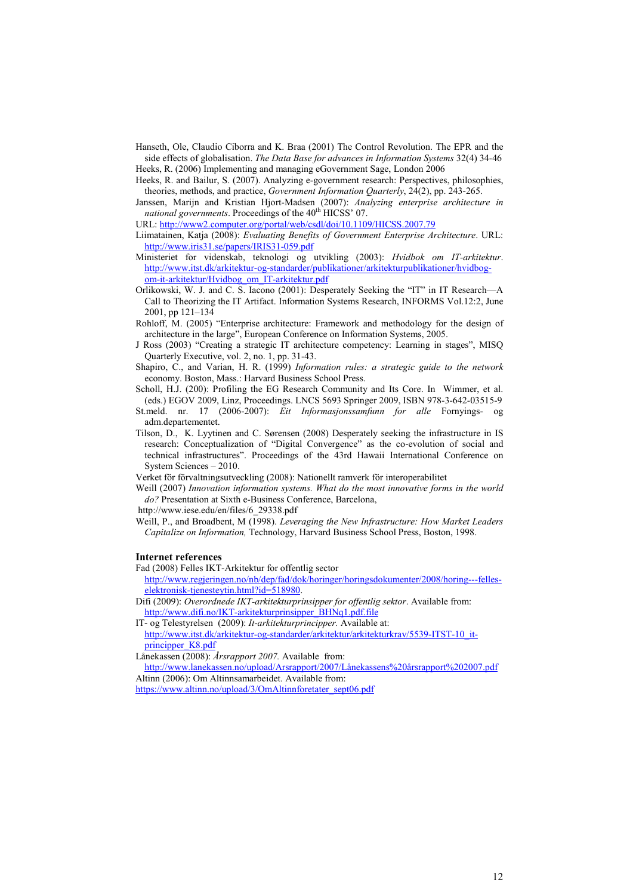Hanseth, Ole, Claudio Ciborra and K. Braa (2001) The Control Revolution. The EPR and the side effects of globalisation. *The Data Base for advances in Information Systems* 32(4) 34-46

Heeks, R. (2006) Implementing and managing eGovernment Sage, London 2006

Heeks, R. and Bailur, S. (2007). Analyzing e-government research: Perspectives, philosophies, theories, methods, and practice, *Government Information Quarterly*, 24(2), pp. 243-265.

Janssen, Marijn and Kristian Hjort-Madsen (2007): *Analyzing enterprise architecture in national governments*. Proceedings of the 40th HICSS' 07.

URL: http://www2.computer.org/portal/web/csdl/doi/10.1109/HICSS.2007.79

Liimatainen, Katja (2008): *Evaluating Benefits of Government Enterprise Architecture*. URL: http://www.iris31.se/papers/IRIS31-059.pdf

Ministeriet for videnskab, teknologi og utvikling (2003): *Hvidbok om IT-arkitektur*. http://www.itst.dk/arkitektur-og-standarder/publikationer/arkitekturpublikationer/hvidbog-om-it-arkitektur/Hvidbog_om_IT-arkitektur.pdf

Orlikowski, W. J. and C. S. Iacono (2001): Desperately Seeking the "IT" in IT Research—A Call to Theorizing the IT Artifact. Information Systems Research, INFORMS Vol.12:2, June 2001, pp 121–134

Rohloff, M. (2005) "Enterprise architecture: Framework and methodology for the design of architecture in the large", European Conference on Information Systems, 2005.

J Ross (2003) "Creating a strategic IT architecture competency: Learning in stages", MISQ Quarterly Executive, vol. 2, no. 1, pp. 31-43.

Shapiro, C., and Varian, H. R. (1999) *Information rules: a strategic guide to the network* economy. Boston, Mass.: Harvard Business School Press.

Scholl, H.J. (200): Profiling the EG Research Community and Its Core. In Wimmer, et al. (eds.) EGOV 2009, Linz, Proceedings. LNCS 5693 Springer 2009, ISBN 978-3-642-03515-9

St.meld. nr. 17 (2006-2007): *Eit Informasjonssamfunn for alle* Fornyings- og adm.departementet.

Tilson, D., K. Lyytinen and C. Sørensen (2008) Desperately seeking the infrastructure in IS research: Conceptualization of "Digital Convergence" as the co-evolution of social and technical infrastructures". Proceedings of the 43rd Hawaii International Conference on System Sciences – 2010.

Verket för förvaltningsutveckling (2008): Nationellt ramverk för interoperabilitet

Weill (2007) *Innovation information systems. What do the most innovative forms in the world do?* Presentation at Sixth e-Business Conference, Barcelona, http://www.iese.edu/en/files/6_29338.pdf

Weill, P., and Broadbent, M (1998). *Leveraging the New Infrastructure: How Market Leaders Capitalize on Information,* Technology, Harvard Business School Press, Boston, 1998.

## Internet references

Fad (2008) Felles IKT-Arkitektur for offentlig sector http://www.regjeringen.no/nb/dep/fad/dok/horinger/horingsdokumenter/2008/horing---felles-elektronisk-tjenesteytin.html?id=518980.

Difi (2009): *Overordnede IKT-arkitekturprinsipper for offentlig sektor*. Available from: http://www.difi.no/IKT-arkitekturprinsipper_BHNq1.pdf.file

IT- og Telestyrelsen (2009): *It-arkitekturprincipper.* Available at: http://www.itst.dk/arkitektur-og-standarder/arkitektur/arkitekturkrav/5539-ITST-10_it-principper_K8.pdf

Lånekassen (2008): *Årsrapport 2007.* Available from: http://www.lanekassen.no/upload/Arsrapport/2007/Lånekassens%20årsrapport%202007.pdf

Altinn (2006): Om Altinnsamarbeidet. Available from: https://www.altinn.no/upload/3/OmAltinnforetater_sept06.pdf